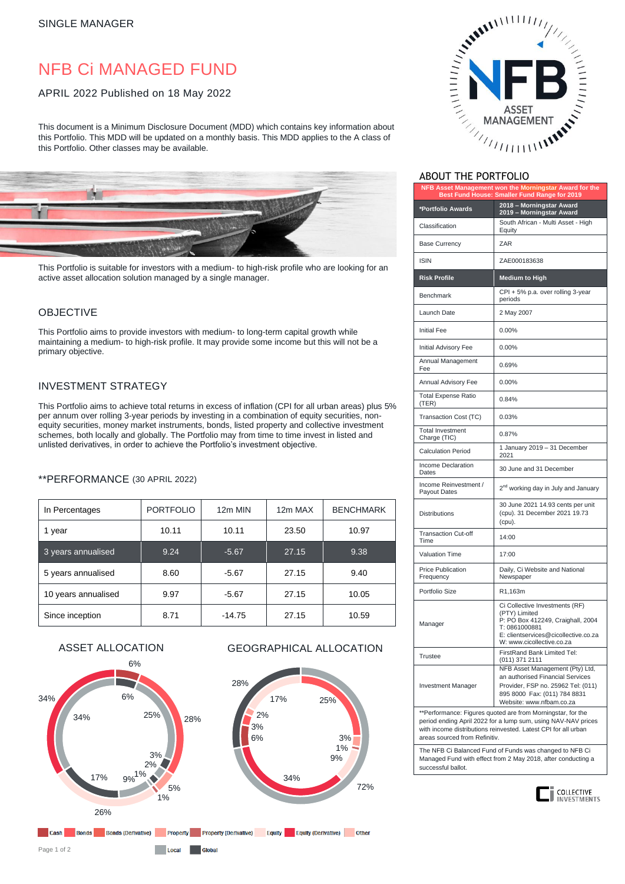SINGLE MANAGER

# NFB Ci MANAGED FUND

APRIL 2022 Published on 18 May 2022

This document is a Minimum Disclosure Document (MDD) which contains key information about this Portfolio. This MDD will be updated on a monthly basis. This MDD applies to the A class of this Portfolio. Other classes may be available.

This Portfolio is suitable for investors with a medium- to high-risk profile who are looking for an active asset allocation solution managed by a single manager.

## OBJECTIVE

This Portfolio aims to provide investors with medium- to long-term capital growth while maintaining a medium- to high-risk profile. It may provide some income but this will not be a primary objective.

## INVESTMENT STRATEGY

This Portfolio aims to achieve total returns in excess of inflation (CPI for all urban areas) plus 5% per annum over rolling 3-year periods by investing in a combination of equity securities, non-equity securities, money market instruments, bonds, listed property and collective investment schemes, both locally and globally. The Portfolio may from time to time invest in listed and unlisted derivatives, in order to achieve the Portfolio's investment objective.

## **PERFORMANCE (30 APRIL 2022)

| In Percentages | PORTFOLIO | 12m MIN | 12m MAX | BENCHMARK |
|---|---|---|---|---|
| 1 year | 10.11 | 10.11 | 23.50 | 10.97 |
| 3 years annualised | 9.24 | -5.67 | 27.15 | 9.38 |
| 5 years annualised | 8.60 | -5.67 | 27.15 | 9.40 |
| 10 years annualised | 9.97 | -5.67 | 27.15 | 10.05 |
| Since inception | 8.71 | -14.75 | 27.15 | 10.59 |

## ASSET ALLOCATION

## GEOGRAPHICAL ALLOCATION

Cash | Bonds | Bonds (Derivative) | Property | Property (Derivative) | Equity | Equity (Derivative) | Other

Local | Global

## ABOUT THE PORTFOLIO

**NFB Asset Management won the Morningstar Award for the Best Fund House: Smaller Fund Range for 2019**

| | |
|---|---|
| ***Portfolio Awards** | **2018 – Morningstar Award 2019 – Morningstar Award** |
| Classification | South African - Multi Asset - High Equity |
| Base Currency | ZAR |
| ISIN | ZAE000183638 |
| **Risk Profile** | **Medium to High** |
| Benchmark | CPI + 5% p.a. over rolling 3-year periods |
| Launch Date | 2 May 2007 |
| Initial Fee | 0.00% |
| Initial Advisory Fee | 0.00% |
| Annual Management Fee | 0.69% |
| Annual Advisory Fee | 0.00% |
| Total Expense Ratio (TER) | 0.84% |
| Transaction Cost (TC) | 0.03% |
| Total Investment Charge (TIC) | 0.87% |
| Calculation Period | 1 January 2019 – 31 December 2021 |
| Income Declaration Dates | 30 June and 31 December |
| Income Reinvestment / Payout Dates | 2nd working day in July and January |
| Distributions | 30 June 2021 14.93 cents per unit (cpu). 31 December 2021 19.73 (cpu). |
| Transaction Cut-off Time | 14:00 |
| Valuation Time | 17:00 |
| Price Publication Frequency | Daily, Ci Website and National Newspaper |
| Portfolio Size | R1,163m |
| Manager | Ci Collective Investments (RF) (PTY) Limited P: PO Box 412249, Craighall, 2004 T: 0861000881 E: clientservices@cicollective.co.za W: www.cicollective.co.za |
| Trustee | FirstRand Bank Limited Tel: (011) 371 2111 |
| Investment Manager | NFB Asset Management (Pty) Ltd, an authorised Financial Services Provider, FSP no. 25962 Tel: (011) 895 8000 Fax: (011) 784 8831 Website: www.nfbam.co.za |

**Performance: Figures quoted are from Morningstar, for the period ending April 2022 for a lump sum, using NAV-NAV prices with income distributions reinvested. Latest CPI for all urban areas sourced from Refinitiv.

The NFB Ci Balanced Fund of Funds was changed to NFB Ci Managed Fund with effect from 2 May 2018, after conducting a successful ballot.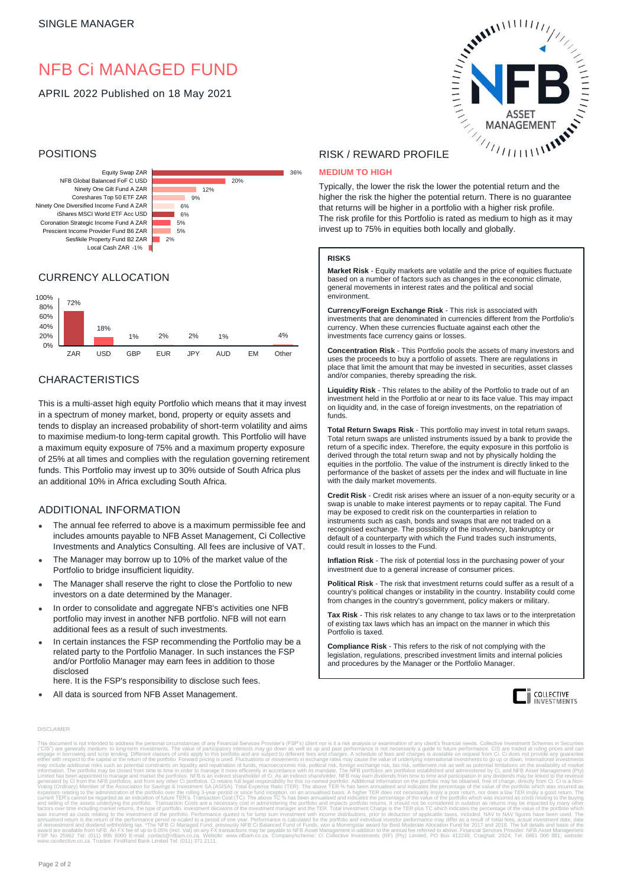SINGLE MANAGER

# NFB Ci MANAGED FUND

APRIL 2022 Published on 18 May 2021

## POSITIONS

Equity Swap ZAR 36%
NFB Global Balanced FoF C USD 20%
Ninety One Gilt Fund A ZAR 12%
Coreshares Top 50 ETF ZAR 9%
Ninety One Diversified Income Fund A ZAR 6%
iShares MSCI World ETF Acc USD 6%
Coronation Strategic Income Fund A ZAR 5%
Prescient Income Provider Fund B6 ZAR 5%
Sesfikile Property Fund B2 ZAR 2%
Local Cash ZAR -1%

## CURRENCY ALLOCATION

100%
80%
60%
40%
20%
0%

ZAR 72%
USD 18%
GBP 1%
EUR 2%
JPY 2%
AUD 1%
EM
Other 4%

## CHARACTERISTICS

This is a multi-asset high equity Portfolio which means that it may invest in a spectrum of money market, bond, property or equity assets and tends to display an increased probability of short-term volatility and aims to maximise medium-to long-term capital growth. This Portfolio will have a maximum equity exposure of 75% and a maximum property exposure of 25% at all times and complies with the regulation governing retirement funds. This Portfolio may invest up to 30% outside of South Africa plus an additional 10% in Africa excluding South Africa.

## ADDITIONAL INFORMATION

- The annual fee referred to above is a maximum permissible fee and includes amounts payable to NFB Asset Management, Ci Collective Investments and Analytics Consulting. All fees are inclusive of VAT.
- The Manager may borrow up to 10% of the market value of the Portfolio to bridge insufficient liquidity.
- The Manager shall reserve the right to close the Portfolio to new investors on a date determined by the Manager.
- In order to consolidate and aggregate NFB's activities one NFB portfolio may invest in another NFB portfolio. NFB will not earn additional fees as a result of such investments.
- In certain instances the FSP recommending the Portfolio may be a related party to the Portfolio Manager. In such instances the FSP and/or Portfolio Manager may earn fees in addition to those disclosed here. It is the FSP's responsibility to disclose such fees.
- All data is sourced from NFB Asset Management.

## RISK / REWARD PROFILE

**MEDIUM TO HIGH**

Typically, the lower the risk the lower the potential return and the higher the risk the higher the potential return. There is no guarantee that returns will be higher in a portfolio with a higher risk profile. The risk profile for this Portfolio is rated as medium to high as it may invest up to 75% in equities both locally and globally.

### RISKS

**Market Risk** - Equity markets are volatile and the price of equities fluctuate based on a number of factors such as changes in the economic climate, general movements in interest rates and the political and social environment.

**Currency/Foreign Exchange Risk** - This risk is associated with investments that are denominated in currencies different from the Portfolio's currency. When these currencies fluctuate against each other the investments face currency gains or losses.

**Concentration Risk** - This Portfolio pools the assets of many investors and uses the proceeds to buy a portfolio of assets. There are regulations in place that limit the amount that may be invested in securities, asset classes and/or companies, thereby spreading the risk.

**Liquidity Risk** - This relates to the ability of the Portfolio to trade out of an investment held in the Portfolio at or near to its face value. This may impact on liquidity and, in the case of foreign investments, on the repatriation of funds.

**Total Return Swaps Risk** - This portfolio may invest in total return swaps. Total return swaps are unlisted instruments issued by a bank to provide the return of a specific index. Therefore, the equity exposure in this portfolio is derived through the total return swap and not by physically holding the equities in the portfolio. The value of the instrument is directly linked to the performance of the basket of assets per the index and will fluctuate in line with the daily market movements.

**Credit Risk** - Credit risk arises where an issuer of a non-equity security or a swap is unable to make interest payments or to repay capital. The Fund may be exposed to credit risk on the counterparties in relation to instruments such as cash, bonds and swaps that are not traded on a recognised exchange. The possibility of the insolvency, bankruptcy or default of a counterparty with which the Fund trades such instruments, could result in losses to the Fund.

**Inflation Risk** - The risk of potential loss in the purchasing power of your investment due to a general increase of consumer prices.

**Political Risk** - The risk that investment returns could suffer as a result of a country's political changes or instability in the country. Instability could come from changes in the country's government, policy makers or military.

**Tax Risk** - This risk relates to any change to tax laws or to the interpretation of existing tax laws which has an impact on the manner in which this Portfolio is taxed.

**Compliance Risk** - This refers to the risk of not complying with the legislation, regulations, prescribed investment limits and internal policies and procedures by the Manager or the Portfolio Manager.

DISCLAIMER

This document is not intended to address the personal circumstances of any Financial Services Provider's (FSP's) client nor is it a risk analysis or examination of any client's financial needs. Collective Investment Schemes in Securities ("CIS") are generally medium- to long-term investments. The value of participatory interests may go down as well as up and past performance is not necessarily a guide to future performance. CIS are traded at ruling prices and can engage in borrowing and scrip lending. Different classes of units apply to this portfolio and are subject to different fees and charges. A schedule of fees and charges is available on request from Ci. Ci does not provide any guarantee either with respect to the capital or the return of the portfolio. Forward pricing is used. Fluctuations or movements in exchange rates may cause the value of underlying international investments to go up or down. International investments may include additional risks such as potential constraints on liquidity and repatriation of funds, macroeconomic risk, political risk, foreign exchange risk, tax risk, settlement risk as well as potential limitations on the availability of market information. The portfolio may be closed from time to time in order to manage it more efficiently in accordance with its mandate. The NFB portfolios are portfolios established and administered by Ci, and NFB Asset Management (Pty) Limited has been appointed to manage and market the portfolios. NFB is an indirect shareholder of Ci. As an indirect shareholder, NFB may earn dividends from time to time and participation in any dividends may be linked to the revenue generated by Ci from the NFB portfolios, and from any other Ci portfolios. Ci retains full legal responsibility for this co-named portfolio. Additional information on the portfolio may be obtained, free of charge, directly from Ci. Ci is a Non-Voting (Ordinary) Member of the Association for Savings & Investment SA (ASISA). Total Expense Ratio (TER): The above TER % has been annualised and indicates the percentage of the value of the portfolio which was incurred as expenses relating to the administration of the portfolio over the rolling 3-year period or since fund inception, on an annualised basis. A higher TER does not necessarily imply a poor return, nor does a low TER imply a good return. The current TER's cannot be regarded as an indication of future TER's. Transaction Cost (TC): The above TC % has been annualised and indicates the percentage of the value of the portfolio which was incurred as costs relating to the buying and selling of the assets underlying the portfolio. Transaction Costs are a necessary cost in administering the portfolio and impacts portfolio returns. It should not be considered in isolation as returns may be impacted by many other factors over time including market returns, the type of portfolio, investment decisions of the investment manager and the TER. Total Investment Charge is the TER plus TC which indicates the percentage of the value of the portfolio which was incurred as costs relating to the investment of the portfolio. Performance quoted is for lump sum investment with income distributions, prior to deduction of applicable taxes, included. NAV to NAV figures have been used. The annualised return is the return of the performance period re-scaled to a period of one year. Performance is calculated for the portfolio and individual investor performance may differ as a result of initial fees, actual investment date, date of reinvestment and dividend withholding tax. *The NFB Ci Managed Fund, previously NFB Ci Balanced Fund of Funds, won a Morningstar award for Best Moderate Allocation Fund for 2017 and 2018. The full details and basis of the award are available from NFB. An FX fee of up to 0.05% (incl. Vat) on any FX transactions may be payable to NFB Asset Management in addition to the annual fee referred to above. Financial Services Provider: NFB Asset Management FSP No 25962 Tel: (011) 895 8000 E-mail: contact@nfbam.co.za. Website: www.nfbam.co.za. Company/scheme: Ci Collective Investments (RF) (Pty) Limited, PO Box 412249, Craighall, 2024; Tel: 0861 000 881, website: www.cicollective.co.za. Trustee: FirstRand Bank Limited Tel: (011) 371 2111.